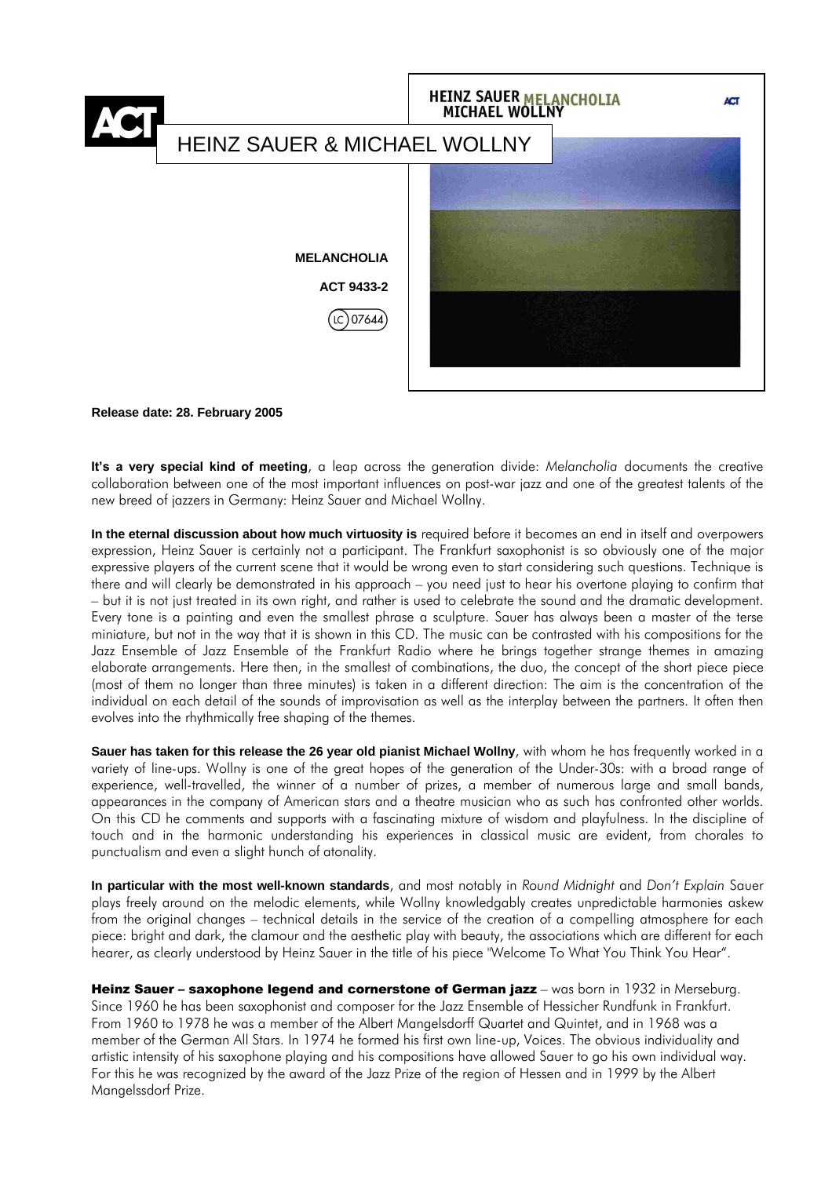ACT

# HEINZ SAUER & MICHAEL WOLLNY

HEINZ SAUER MELANCHOLIA
MICHAEL WOLLNY

ACT

**MELANCHOLIA**

**ACT 9433-2**

LC 07644

**Release date: 28. February 2005**

**It's a very special kind of meeting**, a leap across the generation divide: *Melancholia* documents the creative collaboration between one of the most important influences on post-war jazz and one of the greatest talents of the new breed of jazzers in Germany: Heinz Sauer and Michael Wollny.

**In the eternal discussion about how much virtuosity is** required before it becomes an end in itself and overpowers expression, Heinz Sauer is certainly not a participant. The Frankfurt saxophonist is so obviously one of the major expressive players of the current scene that it would be wrong even to start considering such questions. Technique is there and will clearly be demonstrated in his approach – you need just to hear his overtone playing to confirm that – but it is not just treated in its own right, and rather is used to celebrate the sound and the dramatic development. Every tone is a painting and even the smallest phrase a sculpture. Sauer has always been a master of the terse miniature, but not in the way that it is shown in this CD. The music can be contrasted with his compositions for the Jazz Ensemble of Jazz Ensemble of the Frankfurt Radio where he brings together strange themes in amazing elaborate arrangements. Here then, in the smallest of combinations, the duo, the concept of the short piece piece (most of them no longer than three minutes) is taken in a different direction: The aim is the concentration of the individual on each detail of the sounds of improvisation as well as the interplay between the partners. It often then evolves into the rhythmically free shaping of the themes.

**Sauer has taken for this release the 26 year old pianist Michael Wollny**, with whom he has frequently worked in a variety of line-ups. Wollny is one of the great hopes of the generation of the Under-30s: with a broad range of experience, well-travelled, the winner of a number of prizes, a member of numerous large and small bands, appearances in the company of American stars and a theatre musician who as such has confronted other worlds. On this CD he comments and supports with a fascinating mixture of wisdom and playfulness. In the discipline of touch and in the harmonic understanding his experiences in classical music are evident, from chorales to punctualism and even a slight hunch of atonality.

**In particular with the most well-known standards**, and most notably in *Round Midnight* and *Don't Explain* Sauer plays freely around on the melodic elements, while Wollny knowledgably creates unpredictable harmonies askew from the original changes – technical details in the service of the creation of a compelling atmosphere for each piece: bright and dark, the clamour and the aesthetic play with beauty, the associations which are different for each hearer, as clearly understood by Heinz Sauer in the title of his piece "Welcome To What You Think You Hear".

**Heinz Sauer – saxophone legend and cornerstone of German jazz** – was born in 1932 in Merseburg. Since 1960 he has been saxophonist and composer for the Jazz Ensemble of Hessicher Rundfunk in Frankfurt. From 1960 to 1978 he was a member of the Albert Mangelsdorff Quartet and Quintet, and in 1968 was a member of the German All Stars. In 1974 he formed his first own line-up, Voices. The obvious individuality and artistic intensity of his saxophone playing and his compositions have allowed Sauer to go his own individual way. For this he was recognized by the award of the Jazz Prize of the region of Hessen and in 1999 by the Albert Mangelssdorf Prize.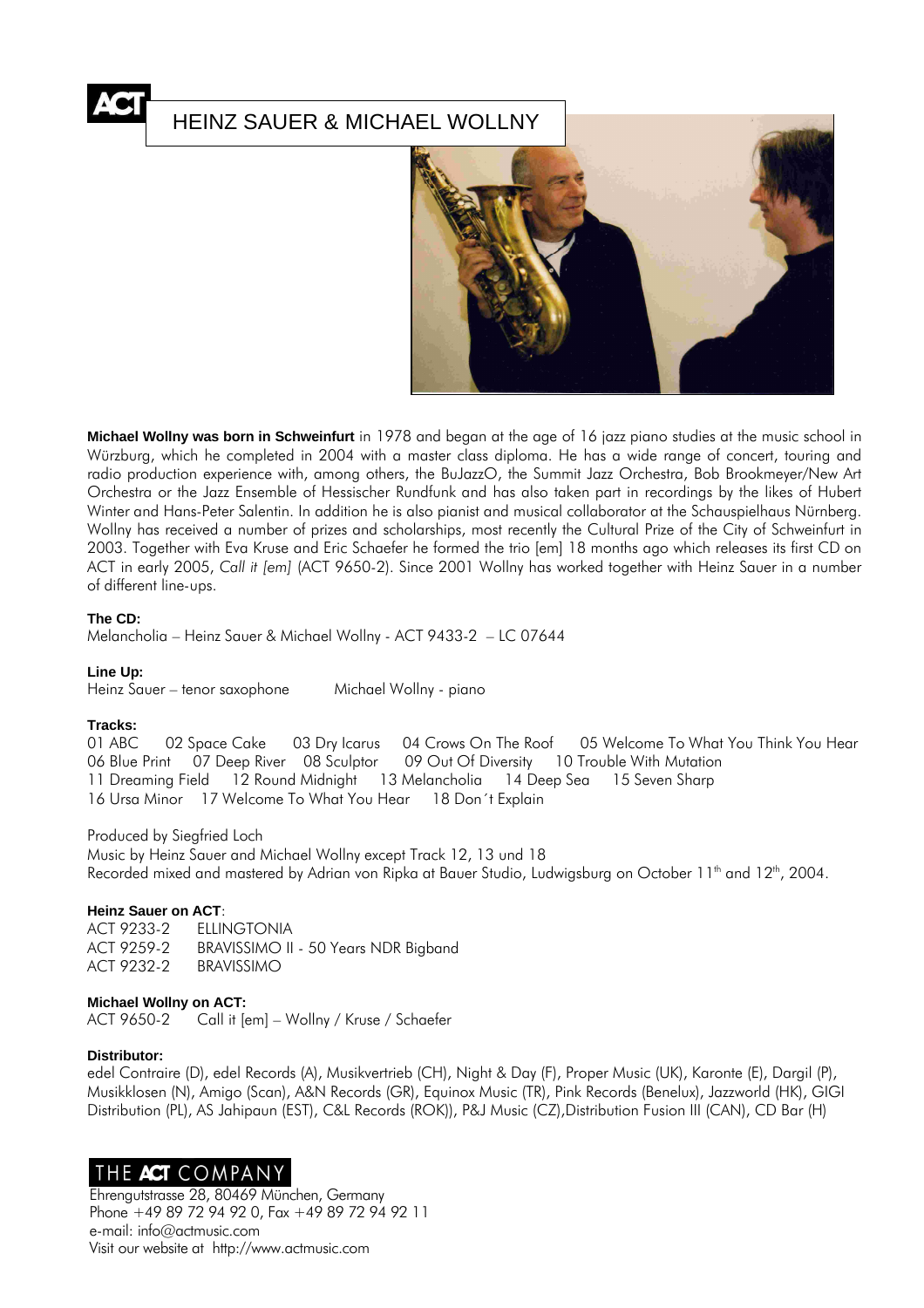# HEINZ SAUER & MICHAEL WOLLNY

**Michael Wollny was born in Schweinfurt** in 1978 and began at the age of 16 jazz piano studies at the music school in Würzburg, which he completed in 2004 with a master class diploma. He has a wide range of concert, touring and radio production experience with, among others, the BuJazzO, the Summit Jazz Orchestra, Bob Brookmeyer/New Art Orchestra or the Jazz Ensemble of Hessischer Rundfunk and has also taken part in recordings by the likes of Hubert Winter and Hans-Peter Salentin. In addition he is also pianist and musical collaborator at the Schauspielhaus Nürnberg. Wollny has received a number of prizes and scholarships, most recently the Cultural Prize of the City of Schweinfurt in 2003. Together with Eva Kruse and Eric Schaefer he formed the trio [em] 18 months ago which releases its first CD on ACT in early 2005, *Call it [em]* (ACT 9650-2). Since 2001 Wollny has worked together with Heinz Sauer in a number of different line-ups.

**The CD:**
Melancholia – Heinz Sauer & Michael Wollny - ACT 9433-2 – LC 07644

**Line Up:**
Heinz Sauer – tenor saxophone     Michael Wollny - piano

**Tracks:**
01 ABC   02 Space Cake   03 Dry Icarus   04 Crows On The Roof   05 Welcome To What You Think You Hear
06 Blue Print   07 Deep River   08 Sculptor   09 Out Of Diversity   10 Trouble With Mutation
11 Dreaming Field   12 Round Midnight   13 Melancholia   14 Deep Sea   15 Seven Sharp
16 Ursa Minor   17 Welcome To What You Hear   18 Don´t Explain

Produced by Siegfried Loch
Music by Heinz Sauer and Michael Wollny except Track 12, 13 und 18
Recorded mixed and mastered by Adrian von Ripka at Bauer Studio, Ludwigsburg on October 11th and 12th, 2004.

**Heinz Sauer on ACT**:
ACT 9233-2   ELLINGTONIA
ACT 9259-2   BRAVISSIMO II - 50 Years NDR Bigband
ACT 9232-2   BRAVISSIMO

**Michael Wollny on ACT:**
ACT 9650-2   Call it [em] – Wollny / Kruse / Schaefer

**Distributor:**
edel Contraire (D), edel Records (A), Musikvertrieb (CH), Night & Day (F), Proper Music (UK), Karonte (E), Dargil (P), Musikklosen (N), Amigo (Scan), A&N Records (GR), Equinox Music (TR), Pink Records (Benelux), Jazzworld (HK), GIGI Distribution (PL), AS Jahipaun (EST), C&L Records (ROK)), P&J Music (CZ),Distribution Fusion III (CAN), CD Bar (H)

THE ACT COMPANY
Ehrengutstrasse 28, 80469 München, Germany
Phone +49 89 72 94 92 0, Fax +49 89 72 94 92 11
e-mail: info@actmusic.com
Visit our website at http://www.actmusic.com